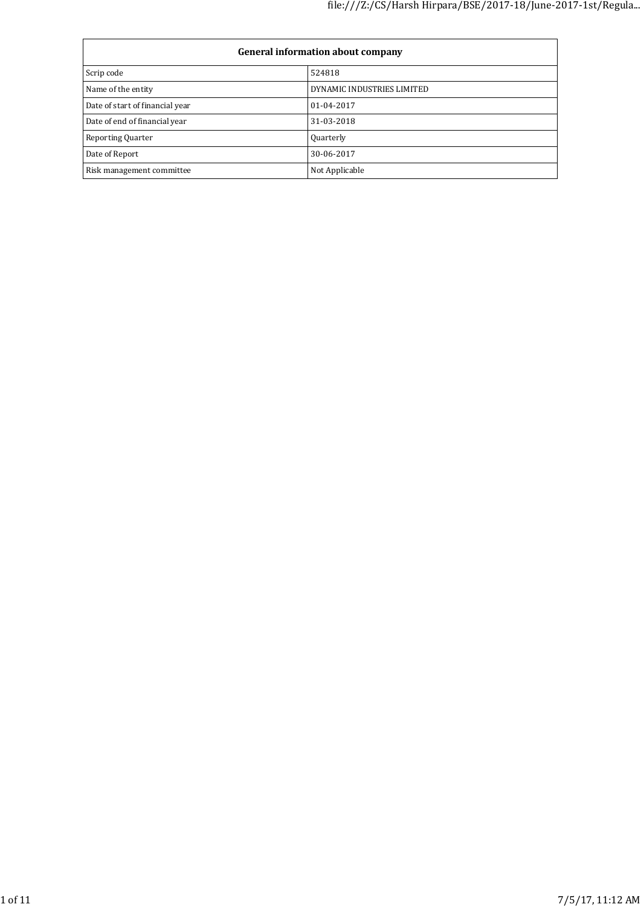| General information about company | |
|---|---|
| Scrip code | 524818 |
| Name of the entity | DYNAMIC INDUSTRIES LIMITED |
| Date of start of financial year | 01-04-2017 |
| Date of end of financial year | 31-03-2018 |
| Reporting Quarter | Quarterly |
| Date of Report | 30-06-2017 |
| Risk management committee | Not Applicable |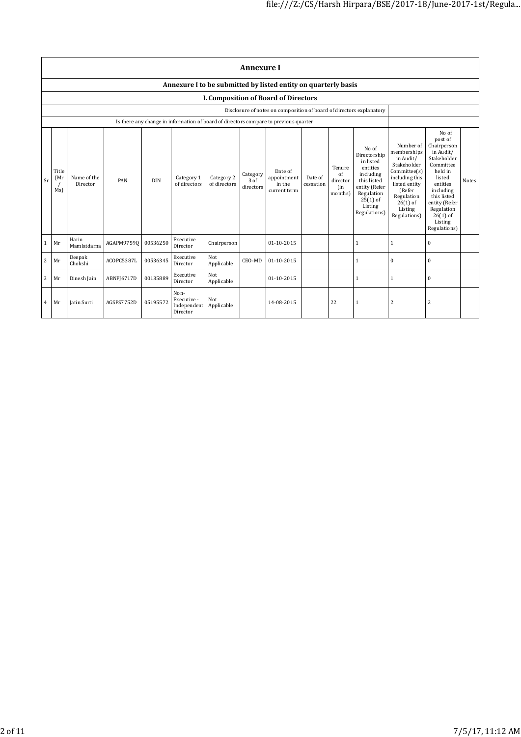# Annexure I

## Annexure I to be submitted by listed entity on quarterly basis

### I. Composition of Board of Directors

| Disclosure of notes on composition of board of directors explanatory | |
|---|---|
| Is there any change in information of board of directors compare to previous quarter | |

| Sr | Title (Mr / Ms) | Name of the Director | PAN | DIN | Category 1 of directors | Category 2 of directors | Category 3 of directors | Date of appointment in the current term | Date of cessation | Tenure of director (in months) | No of Directorship in listed entities including this listed entity (Refer Regulation 25(1) of Listing Regulations) | Number of memberships in Audit/ Stakeholder Committee(s) including this listed entity (Refer Regulation 26(1) of Listing Regulations) | No of post of Chairperson in Audit/ Stakeholder Committee held in listed entities including this listed entity (Refer Regulation 26(1) of Listing Regulations) | Notes |
|---|---|---|---|---|---|---|---|---|---|---|---|---|---|---|
| 1 | Mr | Harin Mamlatdarna | AGAPM9759Q | 00536250 | Executive Director | Chairperson | | 01-10-2015 | | | 1 | 1 | 0 | |
| 2 | Mr | Deepak Chokshi | ACOPC5387L | 00536345 | Executive Director | Not Applicable | CEO-MD | 01-10-2015 | | | 1 | 0 | 0 | |
| 3 | Mr | Dinesh Jain | ABNPJ6717D | 00135889 | Executive Director | Not Applicable | | 01-10-2015 | | | 1 | 1 | 0 | |
| 4 | Mr | Jatin Surti | AGSPS7752D | 05195572 | Non-Executive - Independent Director | Not Applicable | | 14-08-2015 | | 22 | 1 | 2 | 2 | |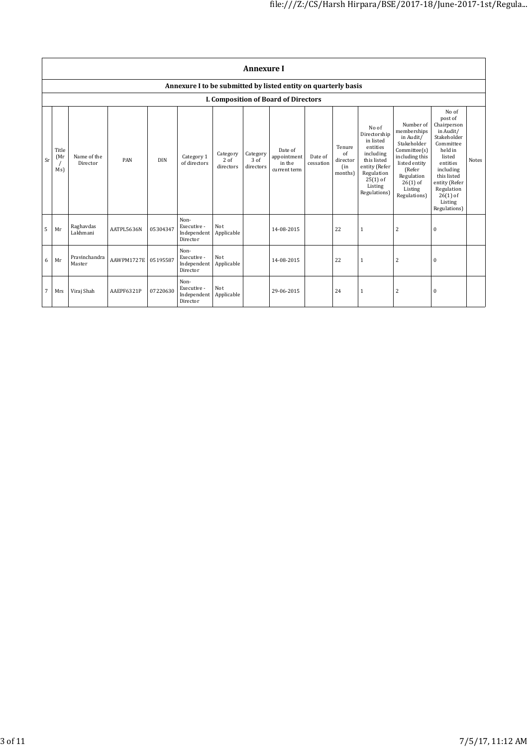# Annexure I

## Annexure I to be submitted by listed entity on quarterly basis

### I. Composition of Board of Directors

| Sr | Title (Mr / Ms) | Name of the Director | PAN | DIN | Category 1 of directors | Category 2 of directors | Category 3 of directors | Date of appointment in the current term | Date of cessation | Tenure of director (in months) | No of Directorship in listed entities including this listed entity (Refer Regulation 25(1) of Listing Regulations) | Number of memberships in Audit/ Stakeholder Committee(s) including this listed entity (Refer Regulation 26(1) of Listing Regulations) | No of post of Chairperson in Audit/ Stakeholder Committee held in listed entities including this listed entity (Refer Regulation 26(1) of Listing Regulations) | Notes |
|---|---|---|---|---|---|---|---|---|---|---|---|---|---|---|
| 5 | Mr | Raghavdas Lakhmani | AATPL5636N | 05304347 | Non-Executive - Independent Director | Not Applicable | | 14-08-2015 | | 22 | 1 | 2 | 0 | |
| 6 | Mr | Pravinchandra Master | AAWPM1727E | 05195587 | Non-Executive - Independent Director | Not Applicable | | 14-08-2015 | | 22 | 1 | 2 | 0 | |
| 7 | Mrs | Viraj Shah | AAEPF6321P | 07220630 | Non-Executive - Independent Director | Not Applicable | | 29-06-2015 | | 24 | 1 | 2 | 0 | |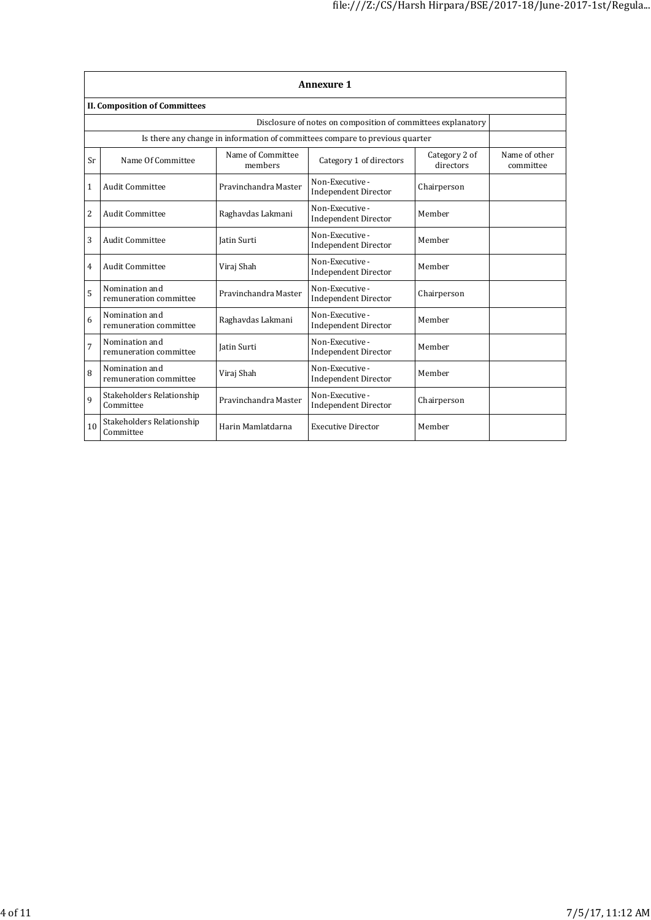## Annexure 1

**II. Composition of Committees**

| Disclosure of notes on composition of committees explanatory | |
|---|---|
| Is there any change in information of committees compare to previous quarter | |

| Sr | Name Of Committee | Name of Committee members | Category 1 of directors | Category 2 of directors | Name of other committee |
|---|---|---|---|---|---|
| 1 | Audit Committee | Pravinchandra Master | Non-Executive - Independent Director | Chairperson | |
| 2 | Audit Committee | Raghavdas Lakmani | Non-Executive - Independent Director | Member | |
| 3 | Audit Committee | Jatin Surti | Non-Executive - Independent Director | Member | |
| 4 | Audit Committee | Viraj Shah | Non-Executive - Independent Director | Member | |
| 5 | Nomination and remuneration committee | Pravinchandra Master | Non-Executive - Independent Director | Chairperson | |
| 6 | Nomination and remuneration committee | Raghavdas Lakmani | Non-Executive - Independent Director | Member | |
| 7 | Nomination and remuneration committee | Jatin Surti | Non-Executive - Independent Director | Member | |
| 8 | Nomination and remuneration committee | Viraj Shah | Non-Executive - Independent Director | Member | |
| 9 | Stakeholders Relationship Committee | Pravinchandra Master | Non-Executive - Independent Director | Chairperson | |
| 10 | Stakeholders Relationship Committee | Harin Mamlatdarna | Executive Director | Member | |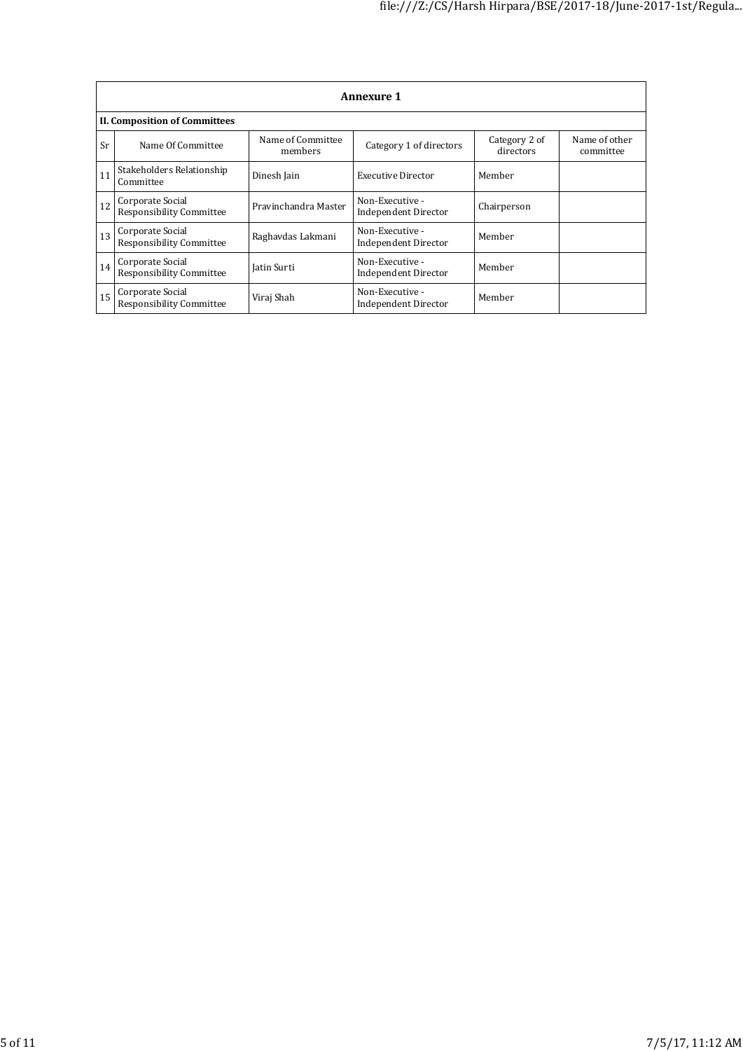## Annexure 1

**II. Composition of Committees**

| Sr | Name Of Committee | Name of Committee members | Category 1 of directors | Category 2 of directors | Name of other committee |
|---|---|---|---|---|---|
| 11 | Stakeholders Relationship Committee | Dinesh Jain | Executive Director | Member | |
| 12 | Corporate Social Responsibility Committee | Pravinchandra Master | Non-Executive - Independent Director | Chairperson | |
| 13 | Corporate Social Responsibility Committee | Raghavdas Lakmani | Non-Executive - Independent Director | Member | |
| 14 | Corporate Social Responsibility Committee | Jatin Surti | Non-Executive - Independent Director | Member | |
| 15 | Corporate Social Responsibility Committee | Viraj Shah | Non-Executive - Independent Director | Member | |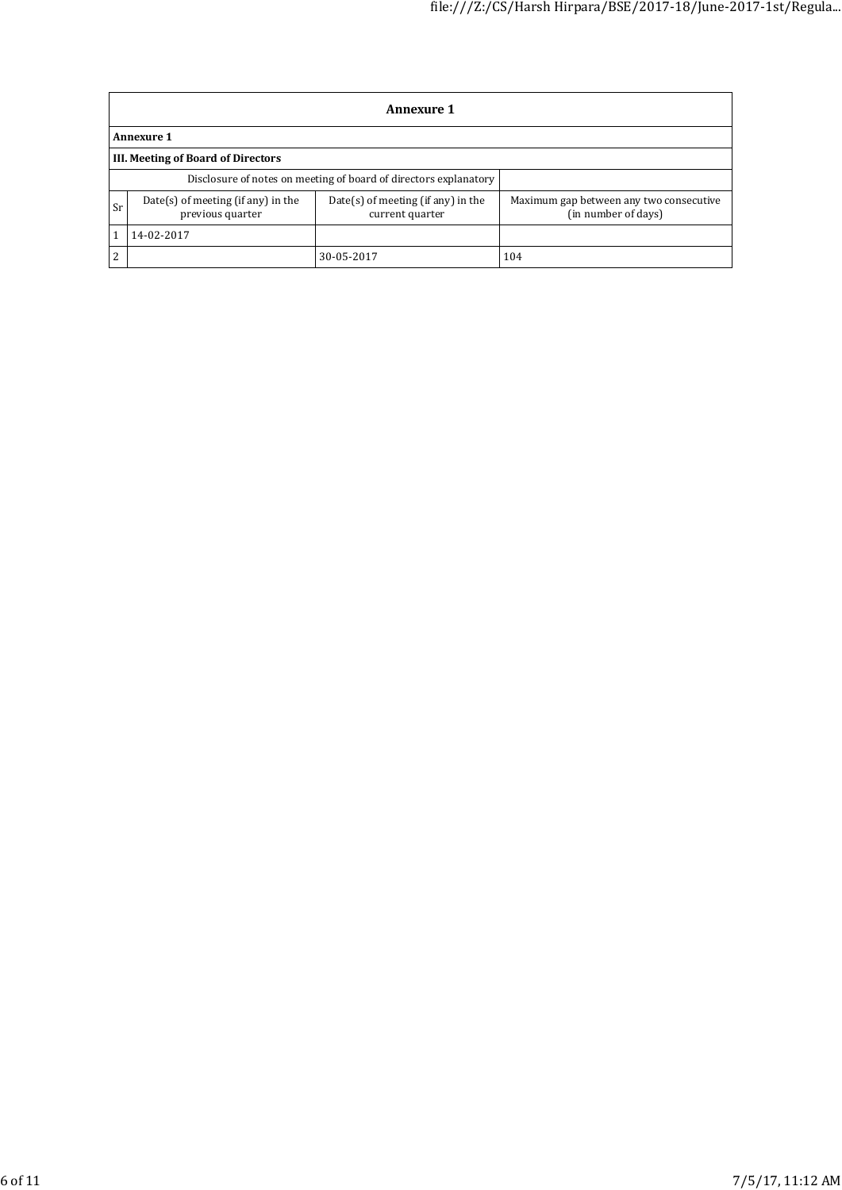| Annexure 1 | | | |
|---|---|---|---|
| **Annexure 1** | | | |
| **III. Meeting of Board of Directors** | | | |
| Disclosure of notes on meeting of board of directors explanatory | | | |
| Sr | Date(s) of meeting (if any) in the previous quarter | Date(s) of meeting (if any) in the current quarter | Maximum gap between any two consecutive (in number of days) |
| 1 | 14-02-2017 | | |
| 2 | | 30-05-2017 | 104 |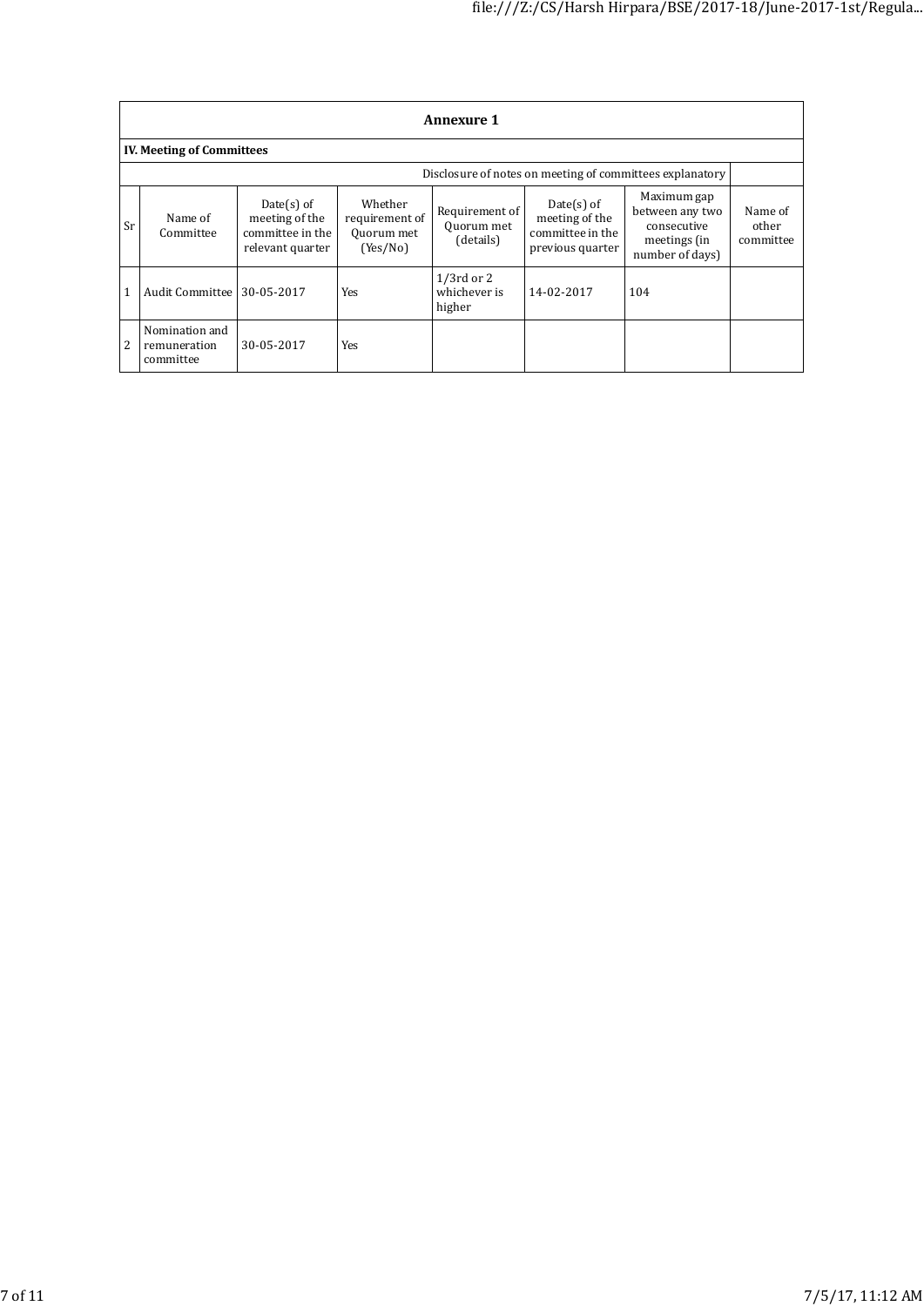## Annexure 1

### IV. Meeting of Committees

Disclosure of notes on meeting of committees explanatory

| Sr | Name of Committee | Date(s) of meeting of the committee in the relevant quarter | Whether requirement of Quorum met (Yes/No) | Requirement of Quorum met (details) | Date(s) of meeting of the committee in the previous quarter | Maximum gap between any two consecutive meetings (in number of days) | Name of other committee |
|---|---|---|---|---|---|---|---|
| 1 | Audit Committee | 30-05-2017 | Yes | 1/3rd or 2 whichever is higher | 14-02-2017 | 104 | |
| 2 | Nomination and remuneration committee | 30-05-2017 | Yes | | | | |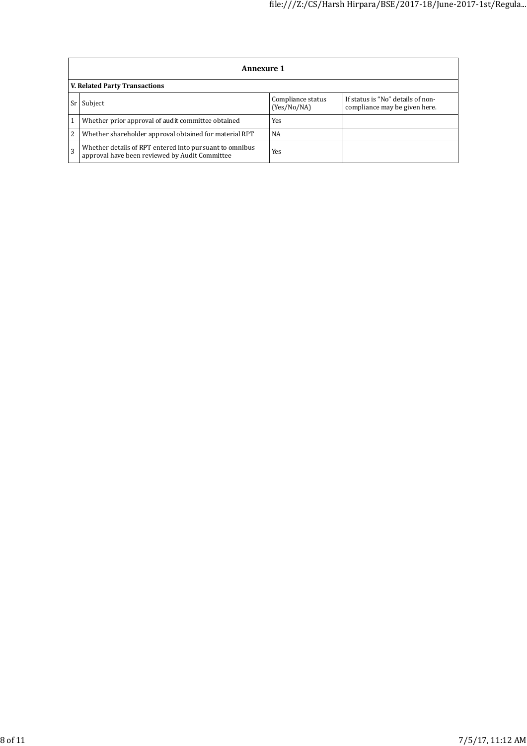## Annexure 1

### V. Related Party Transactions

| Sr | Subject | Compliance status (Yes/No/NA) | If status is "No" details of non-compliance may be given here. |
|---|---|---|---|
| 1 | Whether prior approval of audit committee obtained | Yes | |
| 2 | Whether shareholder approval obtained for material RPT | NA | |
| 3 | Whether details of RPT entered into pursuant to omnibus approval have been reviewed by Audit Committee | Yes | |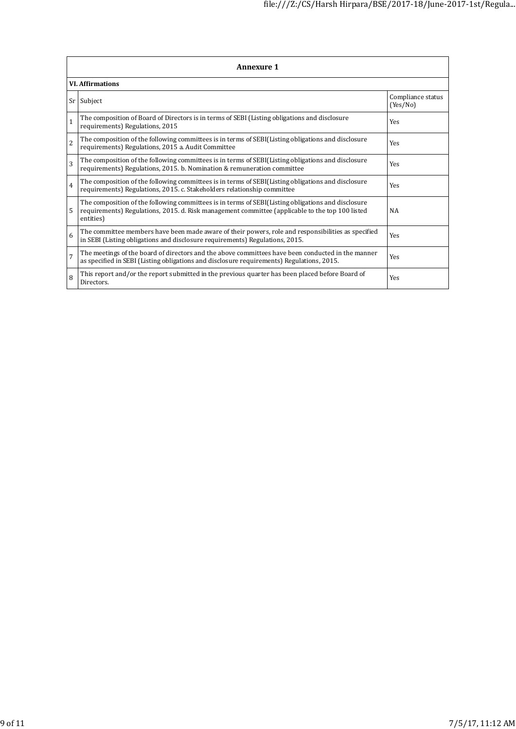## Annexure 1

### VI. Affirmations

| Sr | Subject | Compliance status (Yes/No) |
|---|---|---|
| 1 | The composition of Board of Directors is in terms of SEBI (Listing obligations and disclosure requirements) Regulations, 2015 | Yes |
| 2 | The composition of the following committees is in terms of SEBI(Listing obligations and disclosure requirements) Regulations, 2015 a. Audit Committee | Yes |
| 3 | The composition of the following committees is in terms of SEBI(Listing obligations and disclosure requirements) Regulations, 2015. b. Nomination & remuneration committee | Yes |
| 4 | The composition of the following committees is in terms of SEBI(Listing obligations and disclosure requirements) Regulations, 2015. c. Stakeholders relationship committee | Yes |
| 5 | The composition of the following committees is in terms of SEBI(Listing obligations and disclosure requirements) Regulations, 2015. d. Risk management committee (applicable to the top 100 listed entities) | NA |
| 6 | The committee members have been made aware of their powers, role and responsibilities as specified in SEBI (Listing obligations and disclosure requirements) Regulations, 2015. | Yes |
| 7 | The meetings of the board of directors and the above committees have been conducted in the manner as specified in SEBI (Listing obligations and disclosure requirements) Regulations, 2015. | Yes |
| 8 | This report and/or the report submitted in the previous quarter has been placed before Board of Directors. | Yes |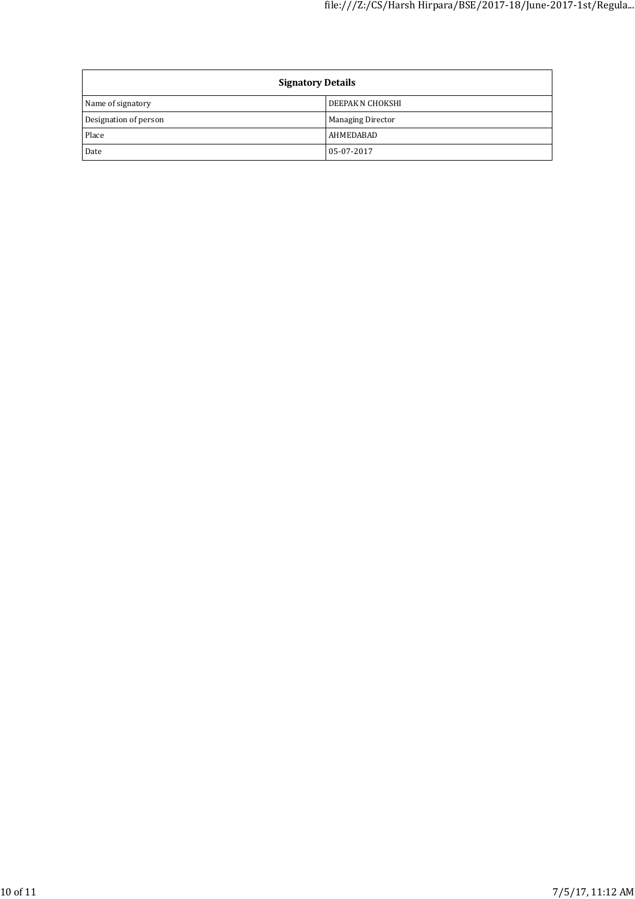| Signatory Details | |
|---|---|
| Name of signatory | DEEPAK N CHOKSHI |
| Designation of person | Managing Director |
| Place | AHMEDABAD |
| Date | 05-07-2017 |